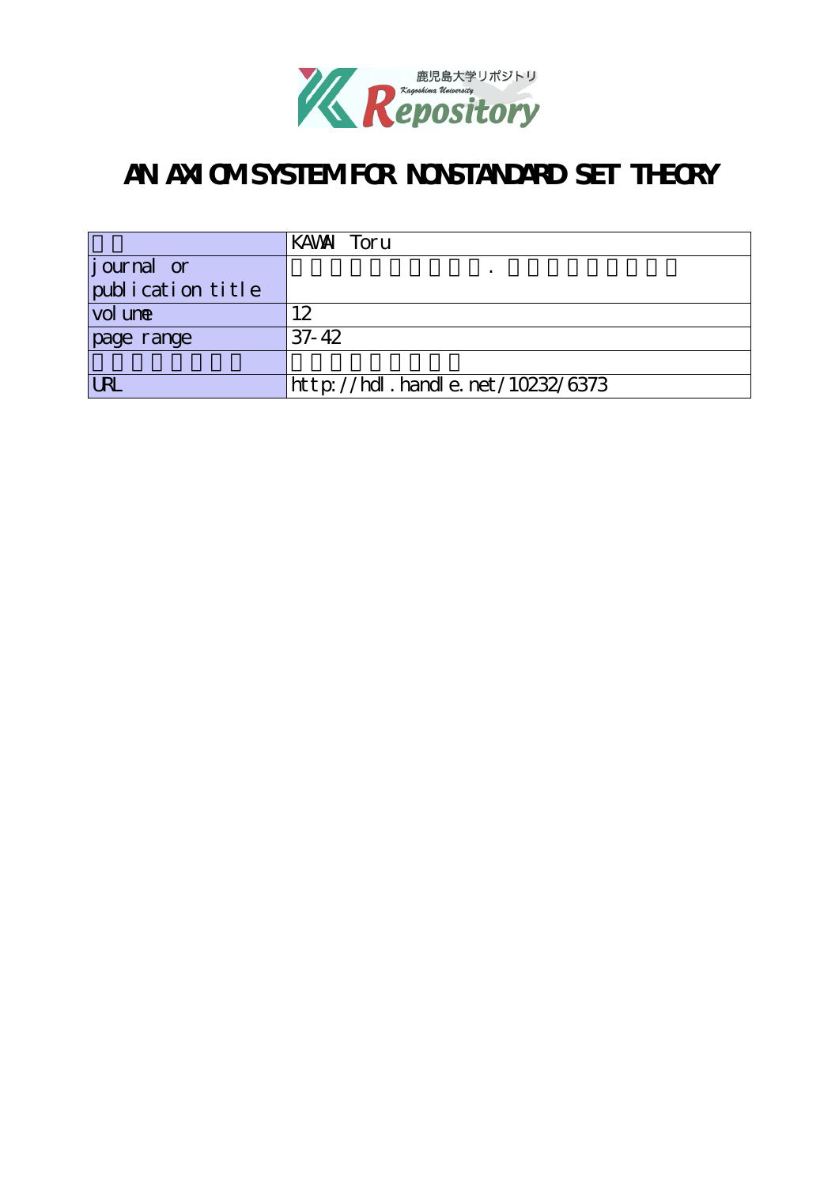# AN AXIOM SYSTEM FOR NONSTANDARD SET THEORY

| | |
|---|---|
| | KAWAI Toru |
| journal or publication title | |
| volume | 12 |
| page range | 37-42 |
| | |
| URL | http://hdl.handle.net/10232/6373 |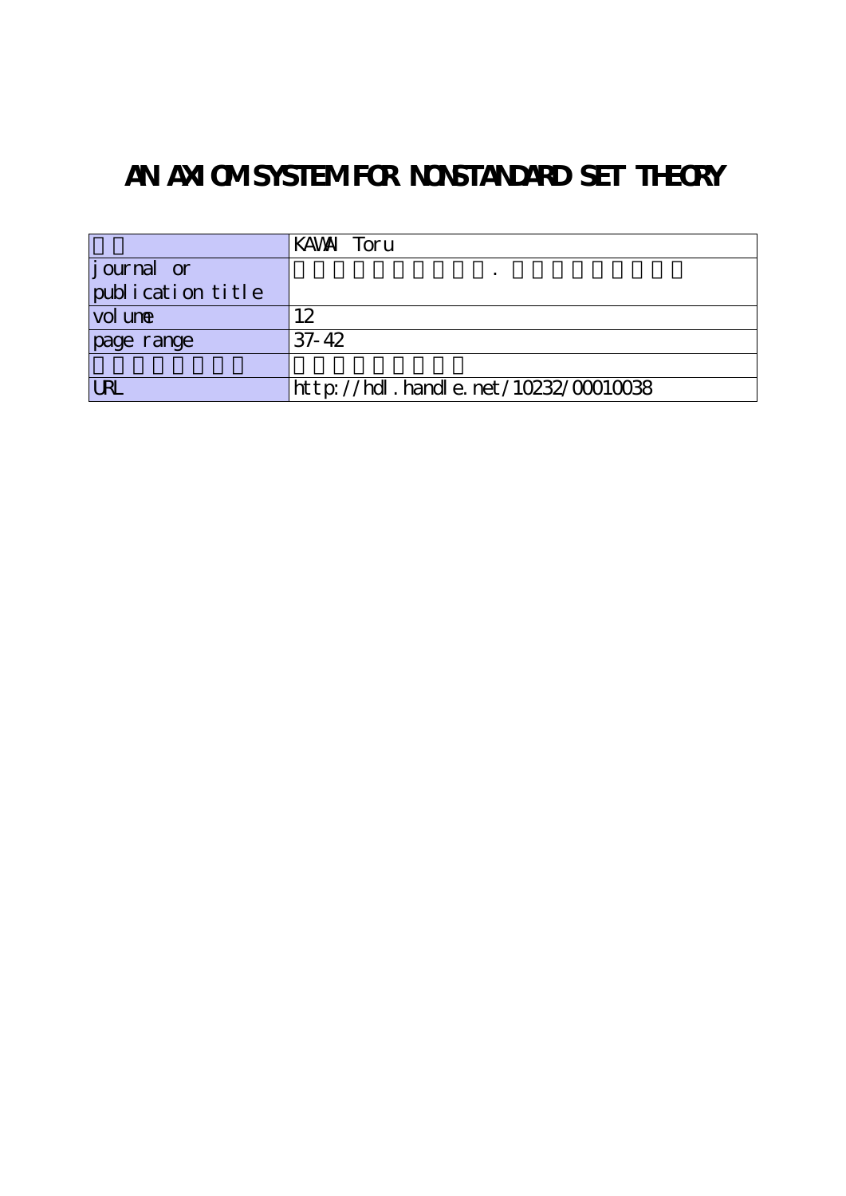# AN AXIOM SYSTEM FOR NONSTANDARD SET THEORY

| | |
|---|---|
| | KAWAI Toru |
| journal or publication title | . |
| volume | 12 |
| page range | 37-42 |
| | |
| URL | http://hdl.handle.net/10232/00010038 |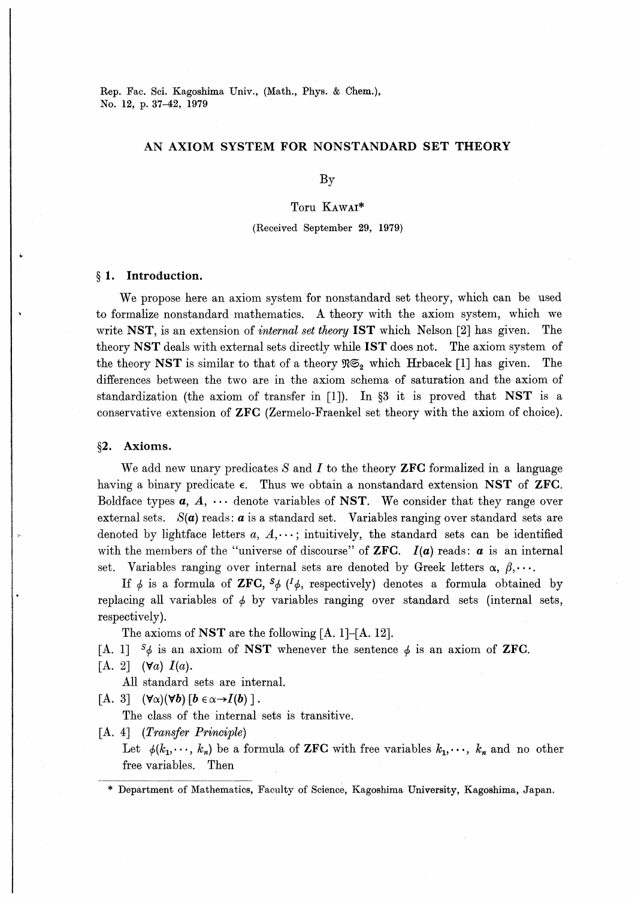Rep. Fac. Sci. Kagoshima Univ., (Math., Phys. & Chem.), No. 12, p. 37–42, 1979

# AN AXIOM SYSTEM FOR NONSTANDARD SET THEORY

By

Toru KAWAI*

(Received September 29, 1979)

## § 1. Introduction.

We propose here an axiom system for nonstandard set theory, which can be used to formalize nonstandard mathematics. A theory with the axiom system, which we write **NST**, is an extension of *internal set theory* **IST** which Nelson [2] has given. The theory **NST** deals with external sets directly while **IST** does not. The axiom system of the theory **NST** is similar to that of a theory $\mathfrak{N}\mathfrak{S}_2$ which Hrbacek [1] has given. The differences between the two are in the axiom schema of saturation and the axiom of standardization (the axiom of transfer in [1]). In §3 it is proved that **NST** is a conservative extension of **ZFC** (Zermelo-Fraenkel set theory with the axiom of choice).

## §2. Axioms.

We add new unary predicates $S$ and $I$ to the theory **ZFC** formalized in a language having a binary predicate $\in$. Thus we obtain a nonstandard extension **NST** of **ZFC**. Boldface types $\boldsymbol{a}$, $\boldsymbol{A}$, $\cdots$ denote variables of **NST**. We consider that they range over external sets. $S(\boldsymbol{a})$ reads: $\boldsymbol{a}$ is a standard set. Variables ranging over standard sets are denoted by lightface letters $a$, $A, \cdots$; intuitively, the standard sets can be identified with the members of the "universe of discourse" of **ZFC**. $I(\boldsymbol{a})$ reads: $\boldsymbol{a}$ is an internal set. Variables ranging over internal sets are denoted by Greek letters $\alpha$, $\beta, \cdots$.

If $\phi$ is a formula of **ZFC**, ${}^S\phi$ (${}^I\phi$, respectively) denotes a formula obtained by replacing all variables of $\phi$ by variables ranging over standard sets (internal sets, respectively).

The axioms of **NST** are the following [A. 1]–[A. 12].

[A. 1] ${}^S\phi$ is an axiom of **NST** whenever the sentence $\phi$ is an axiom of **ZFC**.

[A. 2] $(\forall a)\ I(a)$.

All standard sets are internal.

[A. 3] $(\forall\alpha)(\forall \boldsymbol{b})\ [\boldsymbol{b} \in \alpha \rightarrow I(\boldsymbol{b})\ ]$.

The class of the internal sets is transitive.

[A. 4] (*Transfer Principle*)

Let $\phi(k_1,\cdots, k_n)$ be a formula of **ZFC** with free variables $k_1,\cdots, k_n$ and no other free variables. Then

\* Department of Mathematics, Faculty of Science, Kagoshima University, Kagoshima, Japan.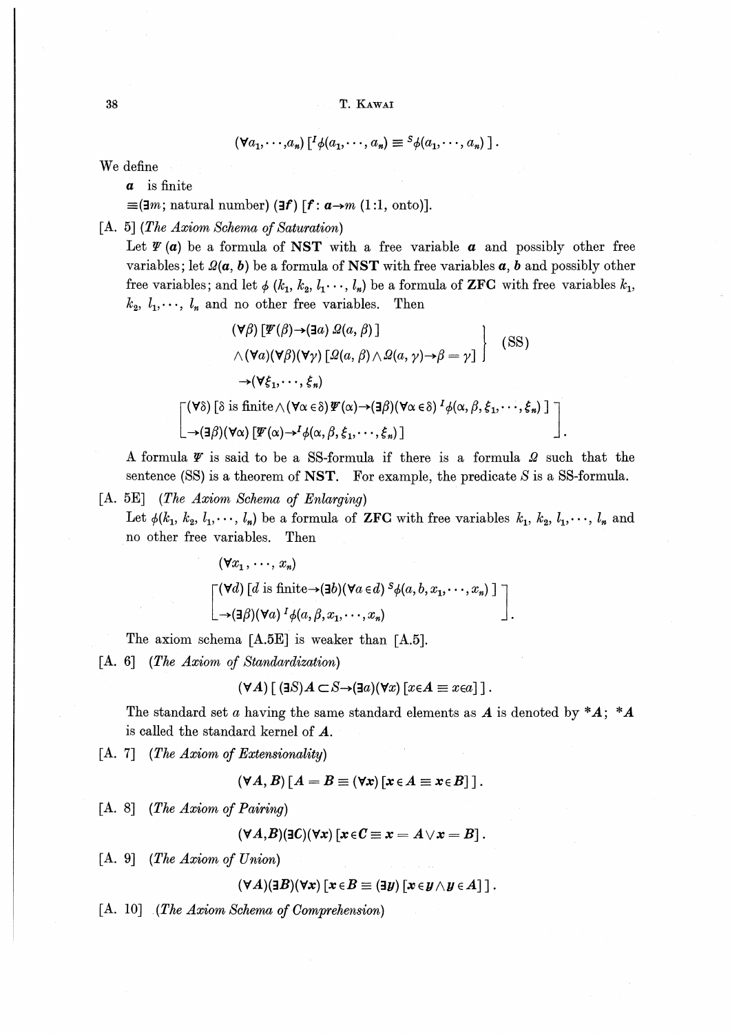$$(\forall a_1, \cdots, a_n)\,[{}^I\phi(a_1, \cdots, a_n) \equiv {}^S\phi(a_1, \cdots, a_n)\,].$$

We define

$\boldsymbol{a}$ is finite

$\equiv(\exists m$; natural number$)\,(\exists \boldsymbol{f})\,[\boldsymbol{f}: \boldsymbol{a} \to m$ (1:1, onto)$]$.

[A. 5] (*The Axiom Schema of Saturation*)

Let $\Psi(\boldsymbol{a})$ be a formula of **NST** with a free variable $\boldsymbol{a}$ and possibly other free variables; let $\Omega(\boldsymbol{a}, \boldsymbol{b})$ be a formula of **NST** with free variables $\boldsymbol{a}, \boldsymbol{b}$ and possibly other free variables; and let $\phi(k_1, k_2, l_1, \cdots, l_n)$ be a formula of **ZFC** with free variables $k_1, k_2, l_1, \cdots, l_n$ and no other free variables. Then

$$\left.\begin{array}{l}(\forall\beta)\,[\Psi(\beta) \to (\exists a)\,\Omega(a, \beta)\,] \\ \wedge(\forall a)(\forall\beta)(\forall\gamma)\,[\Omega(a, \beta) \wedge \Omega(a, \gamma) \to \beta = \gamma]\end{array}\right\} \text{(SS)}$$

$$\to(\forall \xi_1, \cdots, \xi_n)$$

$$\left[\begin{array}{l}(\forall\delta)\,[\delta \text{ is finite} \wedge (\forall\alpha \in \delta)\,\Psi(\alpha) \to (\exists\beta)(\forall\alpha \in \delta)\,{}^I\phi(\alpha, \beta, \xi_1, \cdots, \xi_n)\,] \\ \to(\exists\beta)(\forall\alpha)\,[\Psi(\alpha) \to {}^I\phi(\alpha, \beta, \xi_1, \cdots, \xi_n)]\end{array}\right].$$

A formula $\Psi$ is said to be a SS-formula if there is a formula $\Omega$ such that the sentence (SS) is a theorem of **NST**. For example, the predicate $S$ is a SS-formula.

[A. 5E] (*The Axiom Schema of Enlarging*)

Let $\phi(k_1, k_2, l_1, \cdots, l_n)$ be a formula of **ZFC** with free variables $k_1, k_2, l_1, \cdots, l_n$ and no other free variables. Then

$$(\forall x_1, \cdots, x_n)$$

$$\left[\begin{array}{l}(\forall d)\,[d \text{ is finite} \to (\exists b)(\forall a \in d)\,{}^S\phi(a, b, x_1, \cdots, x_n)\,] \\ \to(\exists\beta)(\forall a)\,{}^I\phi(a, \beta, x_1, \cdots, x_n)\end{array}\right].$$

The axiom schema [A.5E] is weaker than [A.5].

[A. 6] (*The Axiom of Standardization*)

$$(\forall \boldsymbol{A})\,[\,(\exists S)\,\boldsymbol{A} \subset S \to (\exists a)(\forall x)\,[x \in \boldsymbol{A} \equiv x \in a]\,].$$

The standard set $a$ having the same standard elements as $\boldsymbol{A}$ is denoted by $^*\boldsymbol{A}$; $^*\boldsymbol{A}$ is called the standard kernel of $\boldsymbol{A}$.

[A. 7] (*The Axiom of Extensionality*)

$$(\forall \boldsymbol{A}, \boldsymbol{B})\,[\boldsymbol{A} = \boldsymbol{B} \equiv (\forall \boldsymbol{x})\,[\boldsymbol{x} \in \boldsymbol{A} \equiv \boldsymbol{x} \in \boldsymbol{B}]\,].$$

[A. 8] (*The Axiom of Pairing*)

$$(\forall \boldsymbol{A}, \boldsymbol{B})(\exists \boldsymbol{C})(\forall \boldsymbol{x})\,[\boldsymbol{x} \in \boldsymbol{C} \equiv \boldsymbol{x} = \boldsymbol{A} \vee \boldsymbol{x} = \boldsymbol{B}].$$

[A. 9] (*The Axiom of Union*)

$$(\forall \boldsymbol{A})(\exists \boldsymbol{B})(\forall \boldsymbol{x})\,[\boldsymbol{x} \in \boldsymbol{B} \equiv (\exists \boldsymbol{y})\,[\boldsymbol{x} \in \boldsymbol{y} \wedge \boldsymbol{y} \in \boldsymbol{A}]\,].$$

[A. 10] (*The Axiom Schema of Comprehension*)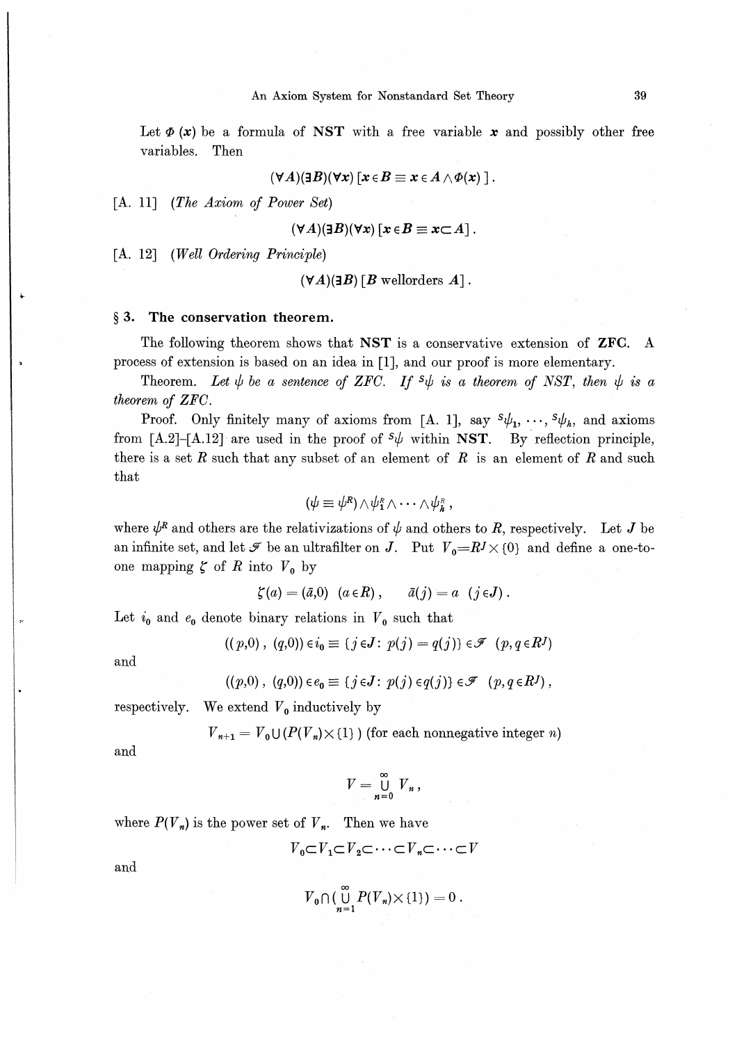Let $\Phi(x)$ be a formula of **NST** with a free variable $x$ and possibly other free variables. Then

$$(\forall A)(\exists B)(\forall x)\,[x \in B \equiv x \in A \wedge \Phi(x)]\,.$$

[A. 11] (*The Axiom of Power Set*)

$$(\forall A)(\exists B)(\forall x)\,[x \in B \equiv x \subset A]\,.$$

[A. 12] (*Well Ordering Principle*)

$$(\forall A)(\exists B)\,[B \text{ wellorders } A]\,.$$

## § 3. The conservation theorem.

The following theorem shows that **NST** is a conservative extension of **ZFC**. A process of extension is based on an idea in [1], and our proof is more elementary.

Theorem. *Let $\psi$ be a sentence of ZFC. If ${}^{S}\psi$ is a theorem of NST, then $\psi$ is a theorem of ZFC.*

Proof. Only finitely many of axioms from [A. 1], say ${}^{S}\psi_1, \cdots, {}^{S}\psi_k$, and axioms from [A.2]–[A.12] are used in the proof of ${}^{S}\psi$ within **NST**. By reflection principle, there is a set $R$ such that any subset of an element of $R$ is an element of $R$ and such that

$$(\psi \equiv \psi^R) \wedge \psi_1^R \wedge \cdots \wedge \psi_k^R\,,$$

where $\psi^R$ and others are the relativizations of $\psi$ and others to $R$, respectively. Let $J$ be an infinite set, and let $\mathscr{F}$ be an ultrafilter on $J$. Put $V_0 = R^J \times \{0\}$ and define a one-to-one mapping $\zeta$ of $R$ into $V_0$ by

$$\zeta(a) = (\bar{a}, 0) \quad (a \in R)\,, \qquad \bar{a}(j) = a \quad (j \in J)\,.$$

Let $i_0$ and $e_0$ denote binary relations in $V_0$ such that

$$((p,0)\,,\ (q,0)) \in i_0 \equiv \{j \in J\colon\ p(j) = q(j)\} \in \mathscr{F} \quad (p, q \in R^J)$$

and

$$((p,0)\,,\ (q,0)) \in e_0 \equiv \{j \in J\colon\ p(j) \in q(j)\} \in \mathscr{F} \quad (p, q \in R^J)\,,$$

respectively. We extend $V_0$ inductively by

$$V_{n+1} = V_0 \cup (P(V_n) \times \{1\}) \text{ (for each nonnegative integer } n)$$

and

$$V = \bigcup_{n=0}^{\infty} V_n\,,$$

where $P(V_n)$ is the power set of $V_n$. Then we have

$$V_0 \subset V_1 \subset V_2 \subset \cdots \subset V_n \subset \cdots \subset V$$

and

$$V_0 \cap \Big(\bigcup_{n=1}^{\infty} P(V_n) \times \{1\}\Big) = 0\,.$$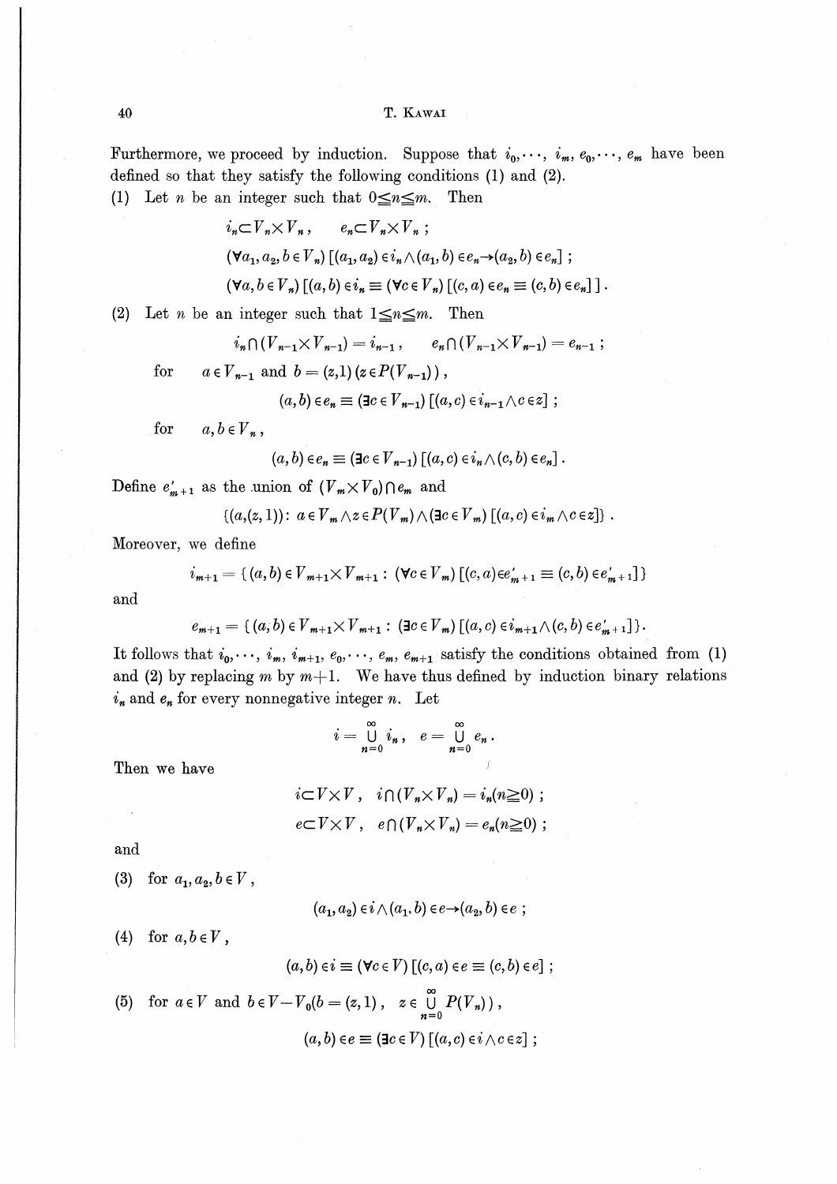Furthermore, we proceed by induction. Suppose that $i_0, \cdots, i_m, e_0, \cdots, e_m$ have been defined so that they satisfy the following conditions (1) and (2).

(1) Let $n$ be an integer such that $0 \leqq n \leqq m$. Then

$$i_n \subset V_n \times V_n, \quad e_n \subset V_n \times V_n ;$$

$$(\forall a_1, a_2, b \in V_n)\,[(a_1, a_2) \in i_n \wedge (a_1, b) \in e_n \rightarrow (a_2, b) \in e_n] ;$$

$$(\forall a, b \in V_n)\,[(a, b) \in i_n \equiv (\forall c \in V_n)\,[(c, a) \in e_n \equiv (c, b) \in e_n]] .$$

(2) Let $n$ be an integer such that $1 \leqq n \leqq m$. Then

$$i_n \cap (V_{n-1} \times V_{n-1}) = i_{n-1}, \quad e_n \cap (V_{n-1} \times V_{n-1}) = e_{n-1} ;$$

for $a \in V_{n-1}$ and $b = (z, 1)\,(z \in P(V_{n-1}))$,

$$(a, b) \in e_n \equiv (\exists c \in V_{n-1})\,[(a, c) \in i_{n-1} \wedge c \in z] ;$$

for $a, b \in V_n$,

$$(a, b) \in e_n \equiv (\exists c \in V_{n-1})\,[(a, c) \in i_n \wedge (c, b) \in e_n] .$$

Define $e'_{m+1}$ as the union of $(V_m \times V_0) \cap e_m$ and

$$\{(a, (z, 1)) : a \in V_m \wedge z \in P(V_m) \wedge (\exists c \in V_m)\,[(a, c) \in i_m \wedge c \in z]\} .$$

Moreover, we define

$$i_{m+1} = \{(a, b) \in V_{m+1} \times V_{m+1} : (\forall c \in V_m)\,[(c, a) \in e'_{m+1} \equiv (c, b) \in e'_{m+1}]\}$$

and

$$e_{m+1} = \{(a, b) \in V_{m+1} \times V_{m+1} : (\exists c \in V_m)\,[(a, c) \in i_{m+1} \wedge (c, b) \in e'_{m+1}]\} .$$

It follows that $i_0, \cdots, i_m, i_{m+1}, e_0, \cdots, e_m, e_{m+1}$ satisfy the conditions obtained from (1) and (2) by replacing $m$ by $m+1$. We have thus defined by induction binary relations $i_n$ and $e_n$ for every nonnegative integer $n$. Let

$$i = \bigcup_{n=0}^{\infty} i_n, \quad e = \bigcup_{n=0}^{\infty} e_n .$$

Then we have

$$i \subset V \times V, \quad i \cap (V_n \times V_n) = i_n (n \geqq 0) ;$$

$$e \subset V \times V, \quad e \cap (V_n \times V_n) = e_n (n \geqq 0) ;$$

and

(3) for $a_1, a_2, b \in V$,

$$(a_1, a_2) \in i \wedge (a_1, b) \in e \rightarrow (a_2, b) \in e ;$$

(4) for $a, b \in V$,

$$(a, b) \in i \equiv (\forall c \in V)\,[(c, a) \in e \equiv (c, b) \in e] ;$$

(5) for $a \in V$ and $b \in V - V_0 (b = (z, 1), \ z \in \bigcup_{n=0}^{\infty} P(V_n))$,

$$(a, b) \in e \equiv (\exists c \in V)\,[(a, c) \in i \wedge c \in z] ;$$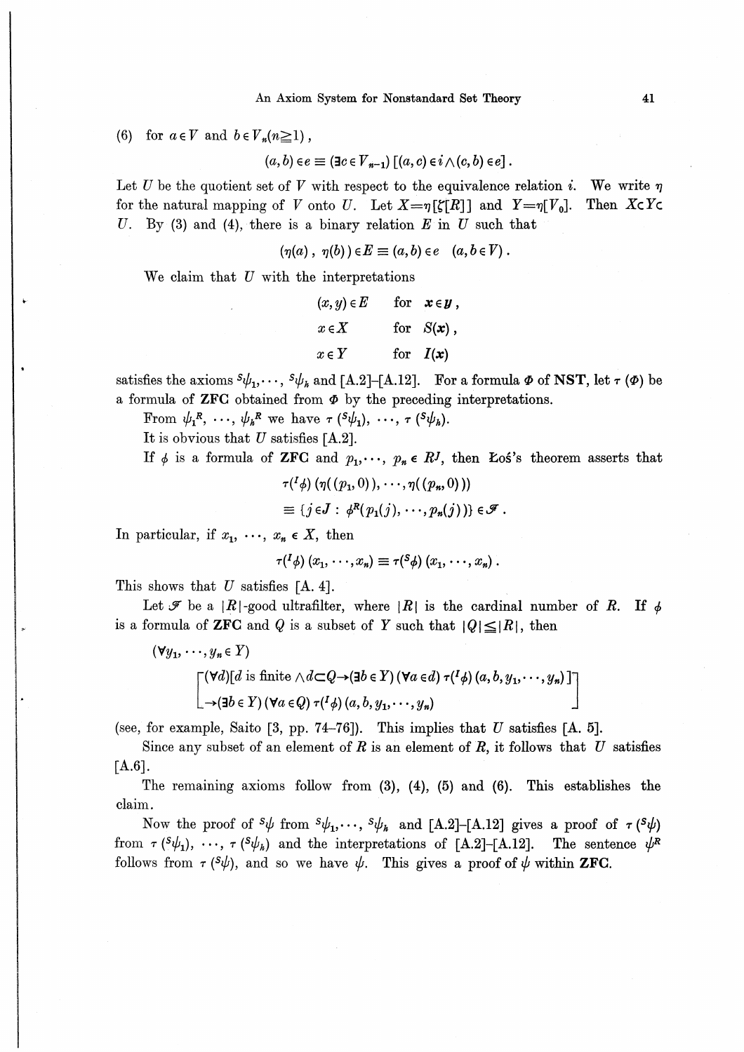(6) for $a \in V$ and $b \in V_n (n \geqq 1)$,

$$(a, b) \in e \equiv (\exists c \in V_{n-1}) [(a, c) \in i \wedge (c, b) \in e] .$$

Let $U$ be the quotient set of $V$ with respect to the equivalence relation $i$. We write $\eta$ for the natural mapping of $V$ onto $U$. Let $X = \eta[\zeta[R]]$ and $Y = \eta[V_0]$. Then $X \subset Y \subset U$. By (3) and (4), there is a binary relation $E$ in $U$ such that

$$(\eta(a), \eta(b)) \in E \equiv (a, b) \in e \quad (a, b \in V) .$$

We claim that $U$ with the interpretations

$$\begin{array}{lll} (x, y) \in E & \text{for} & \boldsymbol{x} \in \boldsymbol{y} , \\ x \in X & \text{for} & S(\boldsymbol{x}) , \\ x \in Y & \text{for} & I(\boldsymbol{x}) \end{array}$$

satisfies the axioms ${}^S\psi_1, \cdots, {}^S\psi_k$ and [A.2]–[A.12]. For a formula $\Phi$ of **NST**, let $\tau(\Phi)$ be a formula of **ZFC** obtained from $\Phi$ by the preceding interpretations.

From $\psi_1{}^R, \cdots, \psi_k{}^R$ we have $\tau({}^S\psi_1), \cdots, \tau({}^S\psi_k)$.

It is obvious that $U$ satisfies [A.2].

If $\phi$ is a formula of **ZFC** and $p_1, \cdots, p_n \in R^J$, then Łoś's theorem asserts that

$$\begin{aligned} &\tau({}^I\phi)(\eta((p_1, 0)), \cdots, \eta((p_n, 0))) \\ &\equiv \{j \in J : \phi^R(p_1(j), \cdots, p_n(j))\} \in \mathscr{F} . \end{aligned}$$

In particular, if $x_1, \cdots, x_n \in X$, then

$$\tau({}^I\phi)(x_1, \cdots, x_n) \equiv \tau({}^S\phi)(x_1, \cdots, x_n) .$$

This shows that $U$ satisfies [A. 4].

Let $\mathscr{F}$ be a $|R|$-good ultrafilter, where $|R|$ is the cardinal number of $R$. If $\phi$ is a formula of **ZFC** and $Q$ is a subset of $Y$ such that $|Q| \leqq |R|$, then

$$\begin{aligned} &(\forall y_1, \cdots, y_n \in Y) \\ &\quad \left[ \begin{aligned} &(\forall d)[d \text{ is finite} \wedge d \subset Q \rightarrow (\exists b \in Y)(\forall a \in d)\, \tau({}^I\phi)(a, b, y_1, \cdots, y_n)] \\ &\rightarrow (\exists b \in Y)(\forall a \in Q)\, \tau({}^I\phi)(a, b, y_1, \cdots, y_n) \end{aligned} \right] \end{aligned}$$

(see, for example, Saito [3, pp. 74–76]). This implies that $U$ satisfies [A. 5].

Since any subset of an element of $R$ is an element of $R$, it follows that $U$ satisfies [A.6].

The remaining axioms follow from (3), (4), (5) and (6). This establishes the claim.

Now the proof of ${}^S\psi$ from ${}^S\psi_1, \cdots, {}^S\psi_k$ and [A.2]–[A.12] gives a proof of $\tau({}^S\psi)$ from $\tau({}^S\psi_1), \cdots, \tau({}^S\psi_k)$ and the interpretations of [A.2]–[A.12]. The sentence $\psi^R$ follows from $\tau({}^S\psi)$, and so we have $\psi$. This gives a proof of $\psi$ within **ZFC**.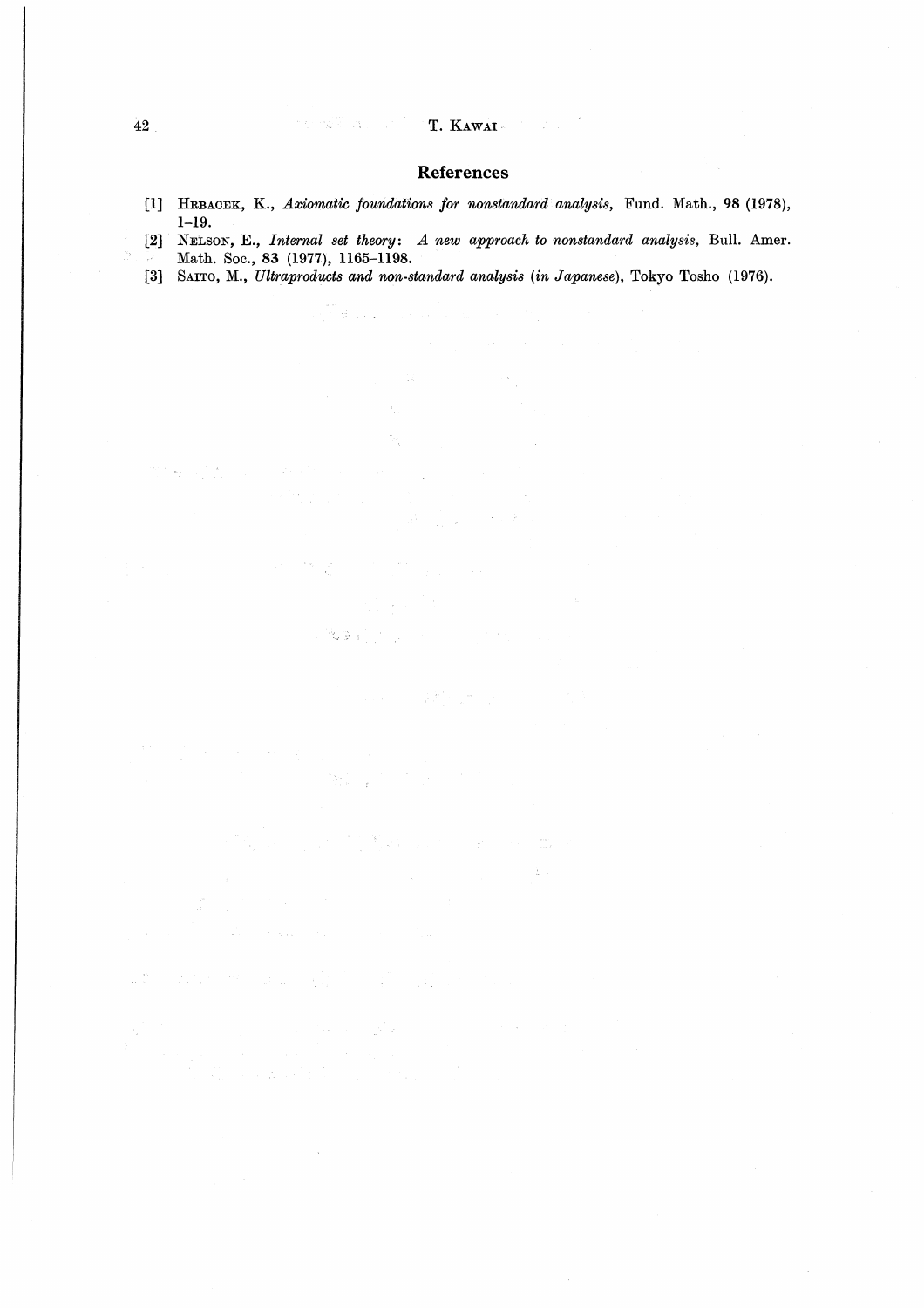## References

[1] HRBACEK, K., *Axiomatic foundations for nonstandard analysis*, Fund. Math., **98** (1978), 1–19.

[2] NELSON, E., *Internal set theory: A new approach to nonstandard analysis*, Bull. Amer. Math. Soc., **83** (1977), 1165–1198.

[3] SAITO, M., *Ultraproducts and non-standard analysis (in Japanese)*, Tokyo Tosho (1976).